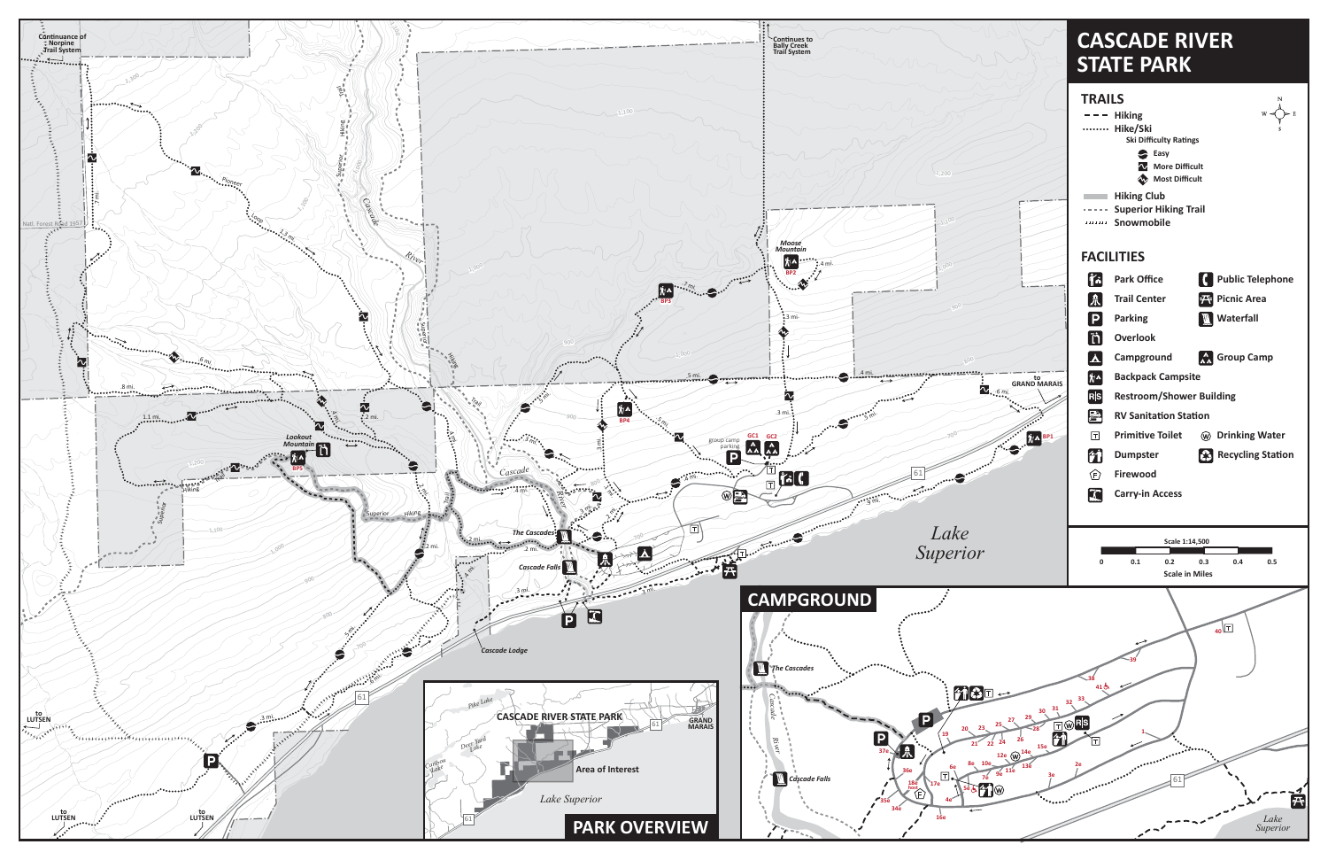# CASCADE RIVER STATE PARK

## TRAILS

- Hiking
- Hike/Ski

Ski Difficulty Ratings

- Easy
- More Difficult
- Most Difficult

- Hiking Club
- Superior Hiking Trail
- Snowmobile

## FACILITIES

- Park Office
- Trail Center
- Parking
- Overlook
- Campground
- Backpack Campsite
- Restroom/Shower Building
- RV Sanitation Station
- Primitive Toilet
- Dumpster
- Firewood
- Carry-in Access
- Public Telephone
- Picnic Area
- Waterfall
- Group Camp
- Drinking Water
- Recycling Station

Scale 1:14,500

0 0.1 0.2 0.3 0.4 0.5

Scale in Miles

Continuance of Norpine Trail System

Continues to Bally Creek Trail System

Natl. Forest Road 1957

Pioneer Loop

Cascade River

Moose Mountain

Lookout Mountain

The Cascades

Cascade Falls

Cascade Lodge

Lake Superior

to GRAND MARAIS

to LUTSEN

to LUTSEN

to LUTSEN

group camp parking

GC1 GC2

BP1 BP2 BP3 BP4 BP5

## PARK OVERVIEW

CASCADE RIVER STATE PARK

Area of Interest

Pike Lake

Deer Yard Lake

Caribou Lake

GRAND MARAIS

Lake Superior

## CAMPGROUND

The Cascades

Cascade Falls

Cascade River

Lake Superior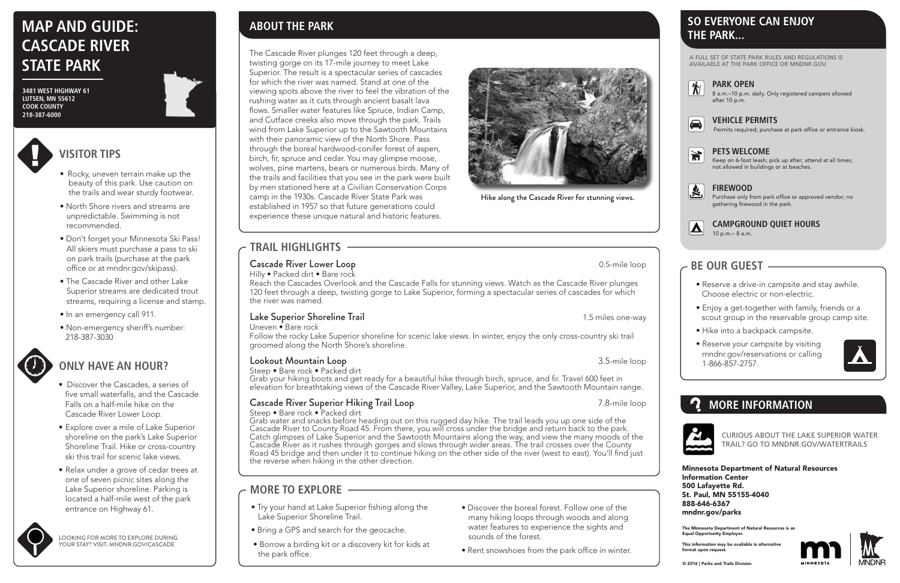# MAP AND GUIDE: CASCADE RIVER STATE PARK

**3481 WEST HIGHWAY 61**
**LUTSEN, MN 55612**
**COOK COUNTY**
**218-387-6000**

## VISITOR TIPS

- Rocky, uneven terrain make up the beauty of this park. Use caution on the trails and wear sturdy footwear.
- North Shore rivers and streams are unpredictable. Swimming is not recommended.
- Don't forget your Minnesota Ski Pass! All skiers must purchase a pass to ski on park trails (purchase at the park office or at mndnr.gov/skipass).
- The Cascade River and other Lake Superior streams are dedicated trout streams, requiring a license and stamp.
- In an emergency call 911.
- Non-emergency sheriff's number: 218-387-3030

## ONLY HAVE AN HOUR?

- Discover the Cascades, a series of five small waterfalls, and the Cascade Falls on a half-mile hike on the Cascade River Lower Loop.
- Explore over a mile of Lake Superior shoreline on the park's Lake Superior Shoreline Trail. Hike or cross-country ski this trail for scenic lake views.
- Relax under a grove of cedar trees at one of seven picnic sites along the Lake Superior shoreline. Parking is located a half-mile west of the park entrance on Highway 61.

LOOKING FOR MORE TO EXPLORE DURING YOUR STAY? VISIT: MNDNR.GOV/CASCADE

## ABOUT THE PARK

The Cascade River plunges 120 feet through a deep, twisting gorge on its 17-mile journey to meet Lake Superior. The result is a spectacular series of cascades for which the river was named. Stand at one of the viewing spots above the river to feel the vibration of the rushing water as it cuts through ancient basalt lava flows. Smaller water features like Spruce, Indian Camp, and Cutface creeks also move through the park. Trails wind from Lake Superior up to the Sawtooth Mountains with their panoramic view of the North Shore. Pass through the boreal hardwood-conifer forest of aspen, birch, fir, spruce and cedar. You may glimpse moose, wolves, pine martens, bears or numerous birds. Many of the trails and facilities that you see in the park were built by men stationed here at a Civilian Conservation Corps camp in the 1930s. Cascade River State Park was established in 1957 so that future generations could experience these unique natural and historic features.

Hike along the Cascade River for stunning views.

## TRAIL HIGHLIGHTS

### Cascade River Lower Loop — 0.5-mile loop
Hilly • Packed dirt • Bare rock

Reach the Cascades Overlook and the Cascade Falls for stunning views. Watch as the Cascade River plunges 120 feet through a deep, twisting gorge to Lake Superior, forming a spectacular series of cascades for which the river was named.

### Lake Superior Shoreline Trail — 1.5 miles one-way
Uneven • Bare rock

Follow the rocky Lake Superior shoreline for scenic lake views. In winter, enjoy the only cross-country ski trail groomed along the North Shore's shoreline.

### Lookout Mountain Loop — 3.5-mile loop
Steep • Bare rock • Packed dirt

Grab your hiking boots and get ready for a beautiful hike through birch, spruce, and fir. Travel 600 feet in elevation for breathtaking views of the Cascade River Valley, Lake Superior, and the Sawtooth Mountain range.

### Cascade River Superior Hiking Trail Loop — 7.8-mile loop
Steep • Bare rock • Packed dirt

Grab water and snacks before heading out on this rugged day hike. The trail leads you up one side of the Cascade River to County Road 45. From there, you will cross under the bridge and return back to the park. Catch glimpses of Lake Superior and the Sawtooth Mountains along the way, and view the many moods of the Cascade River as it rushes through gorges and slows through wider areas. The trail crosses over the County Road 45 bridge and then under it to continue hiking on the other side of the river (west to east). You'll find just the reverse when hiking in the other direction.

## MORE TO EXPLORE

- Try your hand at Lake Superior fishing along the Lake Superior Shoreline Trail.
- Bring a GPS and search for the geocache.
- Borrow a birding kit or a discovery kit for kids at the park office.
- Discover the boreal forest. Follow one of the many hiking loops through woods and along water features to experience the sights and sounds of the forest.
- Rent snowshoes from the park office in winter.

## SO EVERYONE CAN ENJOY THE PARK...

A FULL SET OF STATE PARK RULES AND REGULATIONS IS AVAILABLE AT THE PARK OFFICE OR MNDNR.GOV.

### PARK OPEN
8 a.m.–10 p.m. daily. Only registered campers allowed after 10 p.m.

### VEHICLE PERMITS
Permits required; purchase at park office or entrance kiosk.

### PETS WELCOME
Keep on 6-foot leash; pick up after; attend at all times; not allowed in buildings or at beaches.

### FIREWOOD
Purchase only from park office or approved vendor; no gathering firewood in the park.

### CAMPGROUND QUIET HOURS
10 p.m.– 8 a.m.

## BE OUR GUEST

- Reserve a drive-in campsite and stay awhile. Choose electric or non-electric.
- Enjoy a get-together with family, friends or a scout group in the reservable group camp site.
- Hike into a backpack campsite.
- Reserve your campsite by visiting mndnr.gov/reservations or calling 1-866-857-2757.

## MORE INFORMATION

CURIOUS ABOUT THE LAKE SUPERIOR WATER TRAIL? GO TO MNDNR.GOV/WATERTRAILS

**Minnesota Department of Natural Resources**
**Information Center**
**500 Lafayette Rd.**
**St. Paul, MN 55155-4040**
**888-646-6367**
**mndnr.gov/parks**

The Minnesota Department of Natural Resources is an Equal Opportunity Employer.

This information may be available in alternative format upon request.

© 2016 | Parks and Trails Division